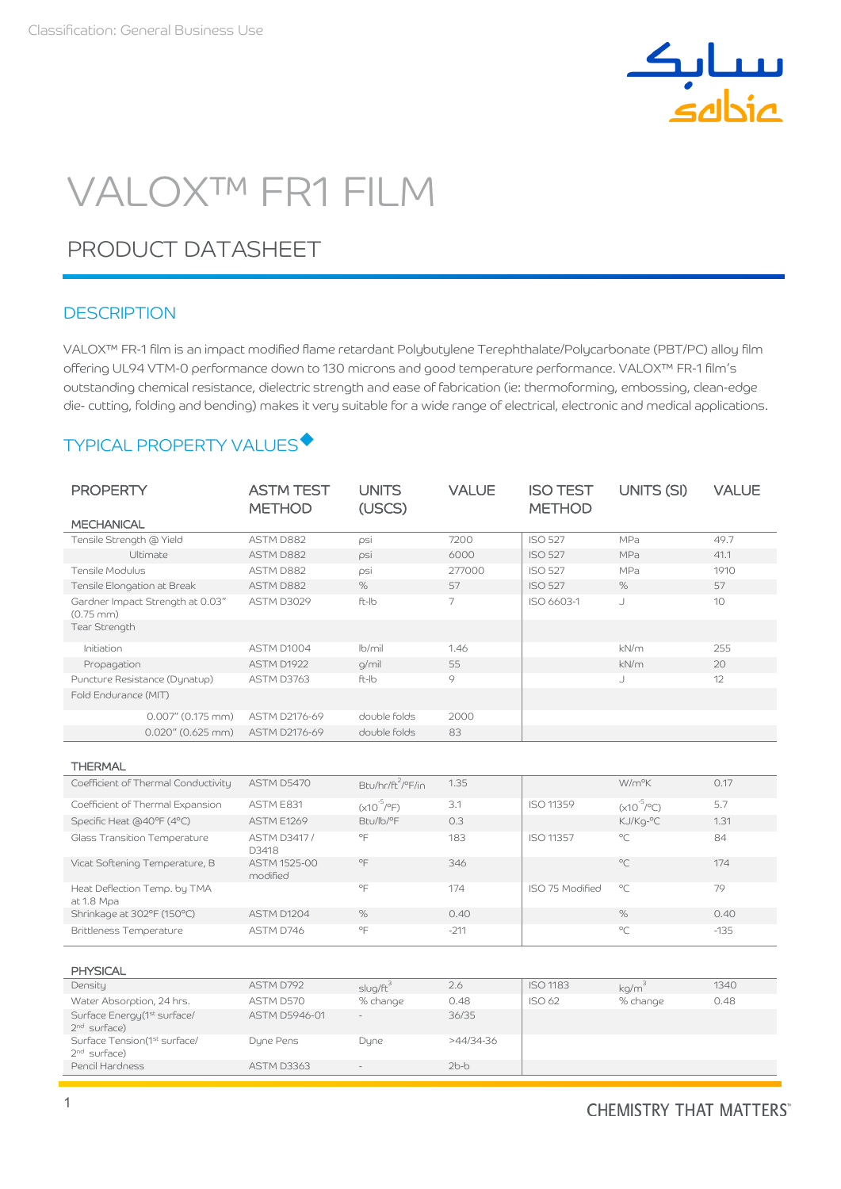Classification: General Business Use

# VALOX™ FR1 FILM

## PRODUCT DATASHEET

### DESCRIPTION

VALOX™ FR-1 film is an impact modified flame retardant Polybutylene Terephthalate/Polycarbonate (PBT/PC) alloy film offering UL94 VTM-0 performance down to 130 microns and good temperature performance. VALOX™ FR-1 film's outstanding chemical resistance, dielectric strength and ease of fabrication (ie: thermoforming, embossing, clean-edge die- cutting, folding and bending) makes it very suitable for a wide range of electrical, electronic and medical applications.

### TYPICAL PROPERTY VALUES◆

| PROPERTY | ASTM TEST METHOD | UNITS (USCS) | VALUE | ISO TEST METHOD | UNITS (SI) | VALUE |
|---|---|---|---|---|---|---|
| **MECHANICAL** | | | | | | |
| Tensile Strength @ Yield | ASTM D882 | psi | 7200 | ISO 527 | MPa | 49.7 |
| Ultimate | ASTM D882 | psi | 6000 | ISO 527 | MPa | 41.1 |
| Tensile Modulus | ASTM D882 | psi | 277000 | ISO 527 | MPa | 1910 |
| Tensile Elongation at Break | ASTM D882 | % | 57 | ISO 527 | % | 57 |
| Gardner Impact Strength at 0.03" (0.75 mm) | ASTM D3029 | ft-lb | 7 | ISO 6603-1 | J | 10 |
| Tear Strength | | | | | | |
| Initiation | ASTM D1004 | lb/mil | 1.46 | | kN/m | 255 |
| Propagation | ASTM D1922 | g/mil | 55 | | kN/m | 20 |
| Puncture Resistance (Dynatup) | ASTM D3763 | ft-lb | 9 | | J | 12 |
| Fold Endurance (MIT) | | | | | | |
| 0.007" (0.175 mm) | ASTM D2176-69 | double folds | 2000 | | | |
| 0.020" (0.625 mm) | ASTM D2176-69 | double folds | 83 | | | |
| **THERMAL** | | | | | | |
| Coefficient of Thermal Conductivity | ASTM D5470 | $Btu/hr/ft^2/°F/in$ | 1.35 | | W/m°K | 0.17 |
| Coefficient of Thermal Expansion | ASTM E831 | $(x10^{-5}/°F)$ | 3.1 | ISO 11359 | $(x10^{-5}/°C)$ | 5.7 |
| Specific Heat @40°F (4°C) | ASTM E1269 | Btu/lb/°F | 0.3 | | KJ/Kg-°C | 1.31 |
| Glass Transition Temperature | ASTM D3417 / D3418 | °F | 183 | ISO 11357 | °C | 84 |
| Vicat Softening Temperature, B | ASTM 1525-00 modified | °F | 346 | | °C | 174 |
| Heat Deflection Temp. by TMA at 1.8 Mpa | | °F | 174 | ISO 75 Modified | °C | 79 |
| Shrinkage at 302°F (150°C) | ASTM D1204 | % | 0.40 | | % | 0.40 |
| Brittleness Temperature | ASTM D746 | °F | -211 | | °C | -135 |
| **PHYSICAL** | | | | | | |
| Density | ASTM D792 | $slug/ft^3$ | 2.6 | ISO 1183 | $kg/m^3$ | 1340 |
| Water Absorption, 24 hrs. | ASTM D570 | % change | 0.48 | ISO 62 | % change | 0.48 |
| Surface Energy(1st surface/ 2nd surface) | ASTM D5946-01 | - | 36/35 | | | |
| Surface Tension(1st surface/ 2nd surface) | Dyne Pens | Dyne | >44/34-36 | | | |
| Pencil Hardness | ASTM D3363 | - | 2b-b | | | |

CHEMISTRY THAT MATTERS™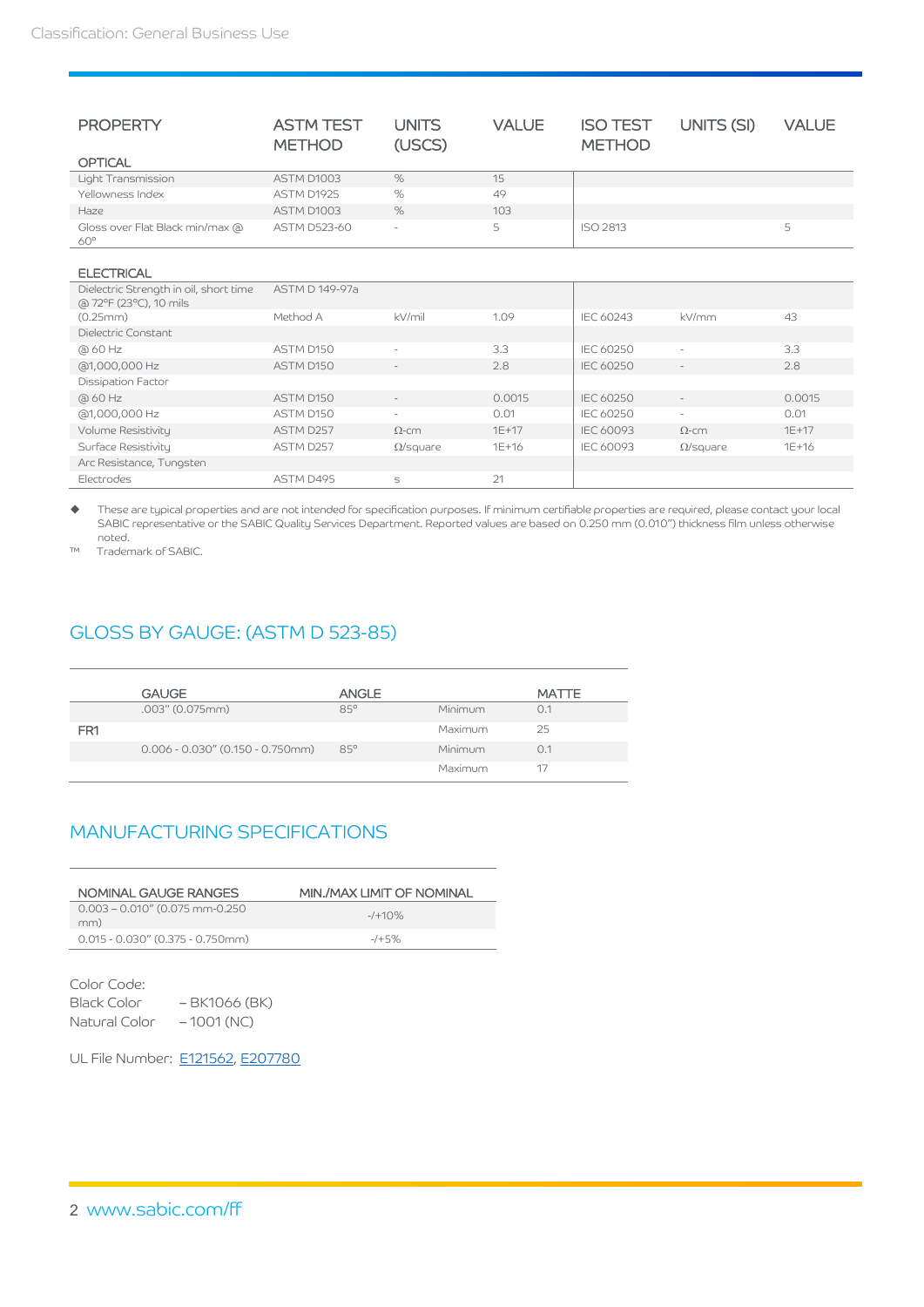| PROPERTY | ASTM TEST METHOD | UNITS (USCS) | VALUE | ISO TEST METHOD | UNITS (SI) | VALUE |
|---|---|---|---|---|---|---|
| **OPTICAL** | | | | | | |
| Light Transmission | ASTM D1003 | % | 15 | | | |
| Yellowness Index | ASTM D1925 | % | 49 | | | |
| Haze | ASTM D1003 | % | 103 | | | |
| Gloss over Flat Black min/max @ 60° | ASTM D523-60 | - | 5 | ISO 2813 | | 5 |
| **ELECTRICAL** | | | | | | |
| Dielectric Strength in oil, short time @ 72°F (23°C), 10 mils | ASTM D 149-97a | | | | | |
| (0.25mm) | Method A | kV/mil | 1.09 | IEC 60243 | kV/mm | 43 |
| Dielectric Constant | | | | | | |
| @ 60 Hz | ASTM D150 | - | 3.3 | IEC 60250 | - | 3.3 |
| @1,000,000 Hz | ASTM D150 | - | 2.8 | IEC 60250 | - | 2.8 |
| Dissipation Factor | | | | | | |
| @ 60 Hz | ASTM D150 | - | 0.0015 | IEC 60250 | - | 0.0015 |
| @1,000,000 Hz | ASTM D150 | - | 0.01 | IEC 60250 | - | 0.01 |
| Volume Resistivity | ASTM D257 | Ω-cm | 1E+17 | IEC 60093 | Ω-cm | 1E+17 |
| Surface Resistivity | ASTM D257 | Ω/square | 1E+16 | IEC 60093 | Ω/square | 1E+16 |
| Arc Resistance, Tungsten | | | | | | |
| Electrodes | ASTM D495 | s | 21 | | | |

◆ These are typical properties and are not intended for specification purposes. If minimum certifiable properties are required, please contact your local SABIC representative or the SABIC Quality Services Department. Reported values are based on 0.250 mm (0.010") thickness film unless otherwise noted.

™ Trademark of SABIC.

## GLOSS BY GAUGE: (ASTM D 523-85)

| | GAUGE | ANGLE | | MATTE |
|---|---|---|---|---|
| FR1 | .003" (0.075mm) | 85° | Minimum | 0.1 |
| | | | Maximum | 25 |
| | 0.006 - 0.030" (0.150 - 0.750mm) | 85° | Minimum | 0.1 |
| | | | Maximum | 17 |

## MANUFACTURING SPECIFICATIONS

| NOMINAL GAUGE RANGES | MIN./MAX LIMIT OF NOMINAL |
|---|---|
| 0.003 – 0.010" (0.075 mm-0.250 mm) | -/+10% |
| 0.015 - 0.030" (0.375 - 0.750mm) | -/+5% |

Color Code:
Black Color – BK1066 (BK)
Natural Color – 1001 (NC)

UL File Number: E121562, E207780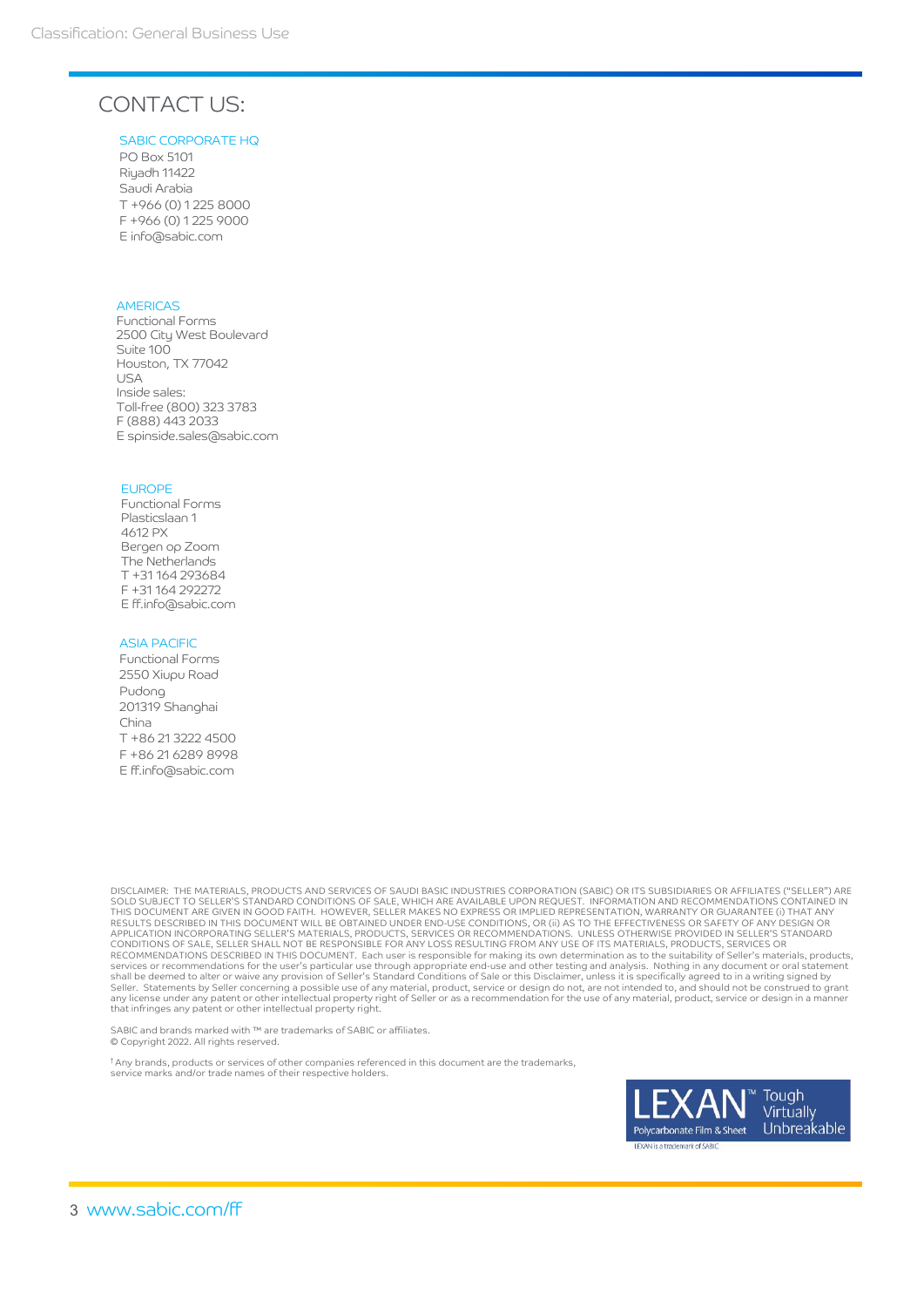# CONTACT US:

**SABIC CORPORATE HQ**

PO Box 5101
Riyadh 11422
Saudi Arabia
T +966 (0) 1 225 8000
F +966 (0) 1 225 9000
E info@sabic.com

**AMERICAS**

Functional Forms
2500 City West Boulevard
Suite 100
Houston, TX 77042
USA
Inside sales:
Toll-free (800) 323 3783
F (888) 443 2033
E spinside.sales@sabic.com

**EUROPE**

Functional Forms
Plasticslaan 1
4612 PX
Bergen op Zoom
The Netherlands
T +31 164 293684
F +31 164 292272
E ff.info@sabic.com

**ASIA PACIFIC**

Functional Forms
2550 Xiupu Road
Pudong
201319 Shanghai
China
T +86 21 3222 4500
F +86 21 6289 8998
E ff.info@sabic.com

DISCLAIMER: THE MATERIALS, PRODUCTS AND SERVICES OF SAUDI BASIC INDUSTRIES CORPORATION (SABIC) OR ITS SUBSIDIARIES OR AFFILIATES ("SELLER") ARE SOLD SUBJECT TO SELLER'S STANDARD CONDITIONS OF SALE, WHICH ARE AVAILABLE UPON REQUEST. INFORMATION AND RECOMMENDATIONS CONTAINED IN THIS DOCUMENT ARE GIVEN IN GOOD FAITH. HOWEVER, SELLER MAKES NO EXPRESS OR IMPLIED REPRESENTATION, WARRANTY OR GUARANTEE (i) THAT ANY RESULTS DESCRIBED IN THIS DOCUMENT WILL BE OBTAINED UNDER END-USE CONDITIONS, OR (ii) AS TO THE EFFECTIVENESS OR SAFETY OF ANY DESIGN OR APPLICATION INCORPORATING SELLER'S MATERIALS, PRODUCTS, SERVICES OR RECOMMENDATIONS. UNLESS OTHERWISE PROVIDED IN SELLER'S STANDARD CONDITIONS OF SALE, SELLER SHALL NOT BE RESPONSIBLE FOR ANY LOSS RESULTING FROM ANY USE OF ITS MATERIALS, PRODUCTS, SERVICES OR RECOMMENDATIONS DESCRIBED IN THIS DOCUMENT. Each user is responsible for making its own determination as to the suitability of Seller's materials, products, services or recommendations for the user's particular use through appropriate end-use and other testing and analysis. Nothing in any document or oral statement shall be deemed to alter or waive any provision of Seller's Standard Conditions of Sale or this Disclaimer, unless it is specifically agreed to in a writing signed by Seller. Statements by Seller concerning a possible use of any material, product, service or design do not, are not intended to, and should not be construed to grant any license under any patent or other intellectual property right of Seller or as a recommendation for the use of any material, product, service or design in a manner that infringes any patent or other intellectual property right.

SABIC and brands marked with ™ are trademarks of SABIC or affiliates.
© Copyright 2022. All rights reserved.

† Any brands, products or services of other companies referenced in this document are the trademarks, service marks and/or trade names of their respective holders.

LEXAN™ Polycarbonate Film & Sheet — Tough Virtually Unbreakable
LEXAN is a trademark of SABIC

www.sabic.com/ff